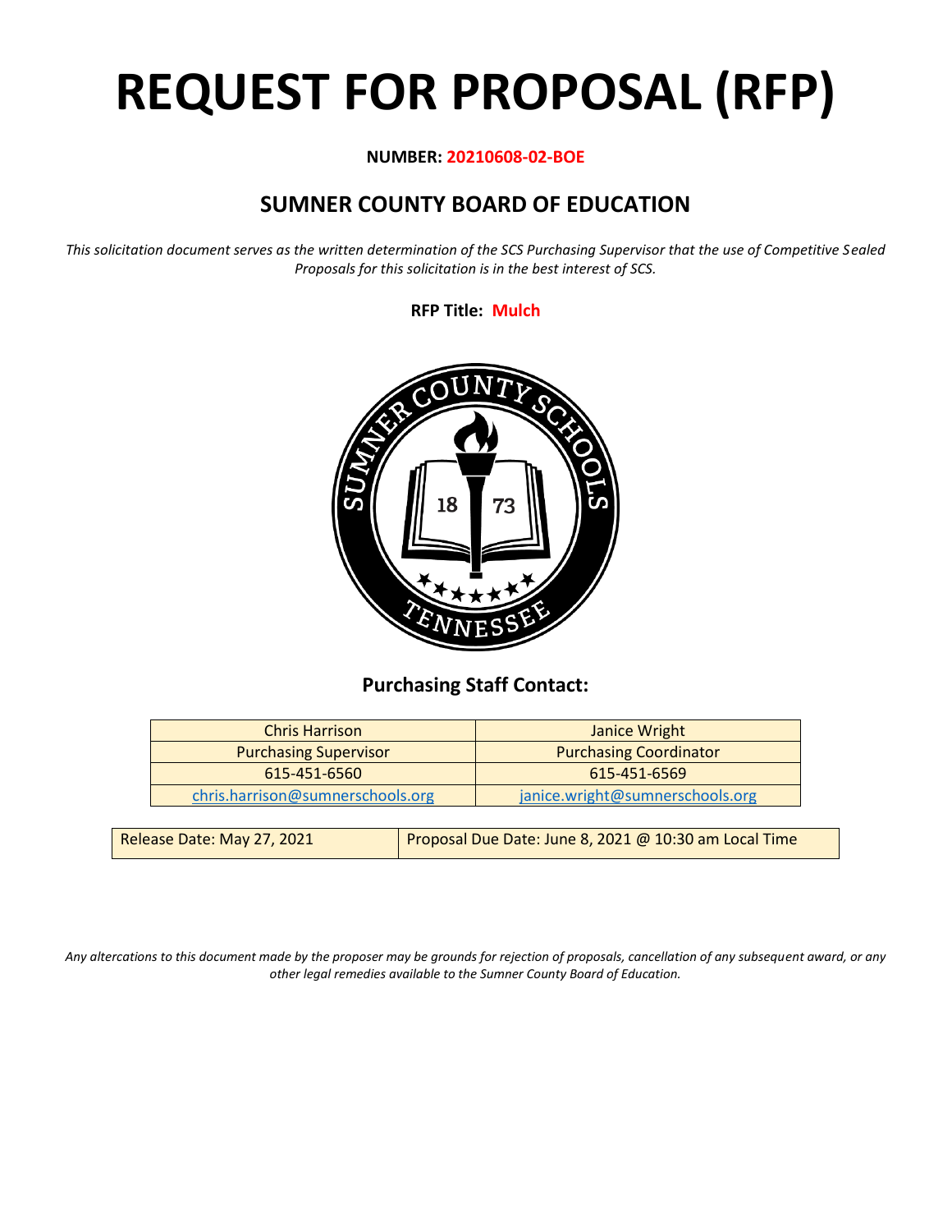# REQUEST FOR PROPOSAL (RFP)

**NUMBER: 20210608-02-BOE**

## SUMNER COUNTY BOARD OF EDUCATION

*This solicitation document serves as the written determination of the SCS Purchasing Supervisor that the use of Competitive Sealed Proposals for this solicitation is in the best interest of SCS.*

**RFP Title: Mulch**

### Purchasing Staff Contact:

| Chris Harrison | Janice Wright |
|---|---|
| Purchasing Supervisor | Purchasing Coordinator |
| 615-451-6560 | 615-451-6569 |
| chris.harrison@sumnerschools.org | janice.wright@sumnerschools.org |

| Release Date: May 27, 2021 | Proposal Due Date: June 8, 2021 @ 10:30 am Local Time |
|---|---|

*Any altercations to this document made by the proposer may be grounds for rejection of proposals, cancellation of any subsequent award, or any other legal remedies available to the Sumner County Board of Education.*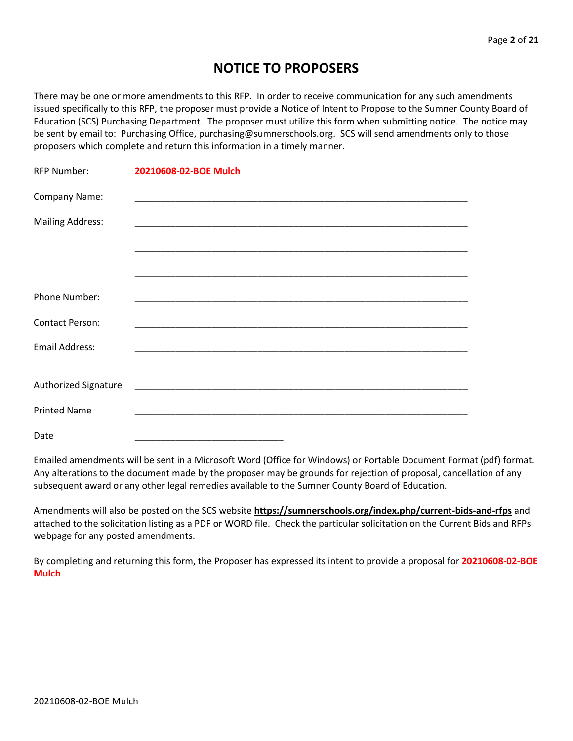# NOTICE TO PROPOSERS

There may be one or more amendments to this RFP. In order to receive communication for any such amendments issued specifically to this RFP, the proposer must provide a Notice of Intent to Propose to the Sumner County Board of Education (SCS) Purchasing Department. The proposer must utilize this form when submitting notice. The notice may be sent by email to: Purchasing Office, purchasing@sumnerschools.org. SCS will send amendments only to those proposers which complete and return this information in a timely manner.

RFP Number: **20210608-02-BOE Mulch**

Company Name: ______________________________________________________________

Mailing Address: ______________________________________________________________

______________________________________________________________

______________________________________________________________

Phone Number: ______________________________________________________________

Contact Person: ______________________________________________________________

Email Address: ______________________________________________________________

Authorized Signature ______________________________________________________________

Printed Name ______________________________________________________________

Date ____________________________

Emailed amendments will be sent in a Microsoft Word (Office for Windows) or Portable Document Format (pdf) format. Any alterations to the document made by the proposer may be grounds for rejection of proposal, cancellation of any subsequent award or any other legal remedies available to the Sumner County Board of Education.

Amendments will also be posted on the SCS website **https://sumnerschools.org/index.php/current-bids-and-rfps** and attached to the solicitation listing as a PDF or WORD file. Check the particular solicitation on the Current Bids and RFPs webpage for any posted amendments.

By completing and returning this form, the Proposer has expressed its intent to provide a proposal for **20210608-02-BOE Mulch**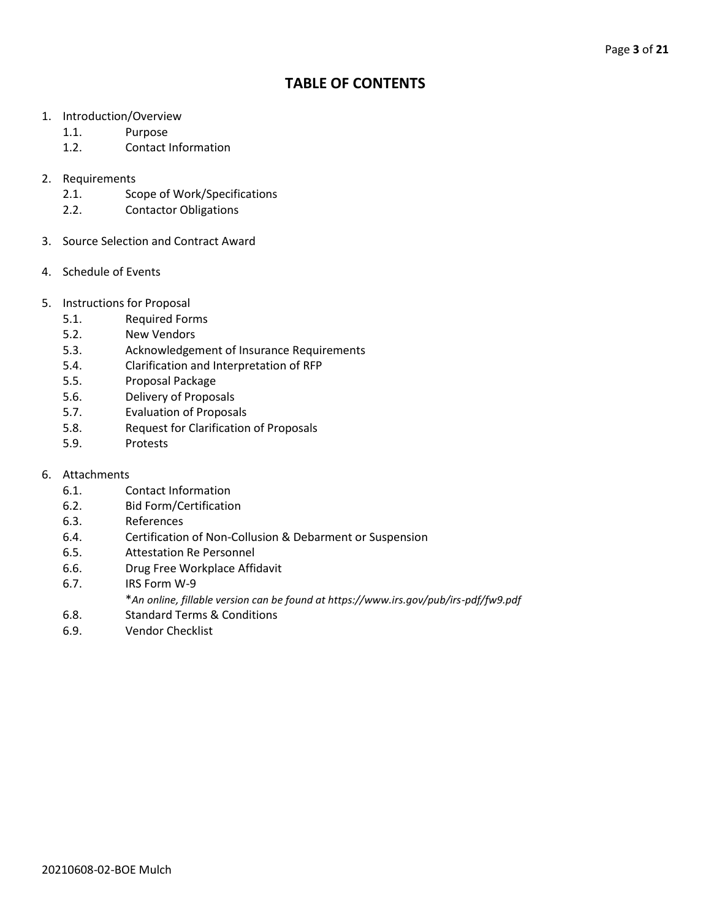# TABLE OF CONTENTS

1. Introduction/Overview
   - 1.1. Purpose
   - 1.2. Contact Information

2. Requirements
   - 2.1. Scope of Work/Specifications
   - 2.2. Contactor Obligations

3. Source Selection and Contract Award

4. Schedule of Events

5. Instructions for Proposal
   - 5.1. Required Forms
   - 5.2. New Vendors
   - 5.3. Acknowledgement of Insurance Requirements
   - 5.4. Clarification and Interpretation of RFP
   - 5.5. Proposal Package
   - 5.6. Delivery of Proposals
   - 5.7. Evaluation of Proposals
   - 5.8. Request for Clarification of Proposals
   - 5.9. Protests

6. Attachments
   - 6.1. Contact Information
   - 6.2. Bid Form/Certification
   - 6.3. References
   - 6.4. Certification of Non-Collusion & Debarment or Suspension
   - 6.5. Attestation Re Personnel
   - 6.6. Drug Free Workplace Affidavit
   - 6.7. IRS Form W-9
     *\*An online, fillable version can be found at https://www.irs.gov/pub/irs-pdf/fw9.pdf*
   - 6.8. Standard Terms & Conditions
   - 6.9. Vendor Checklist

20210608-02-BOE Mulch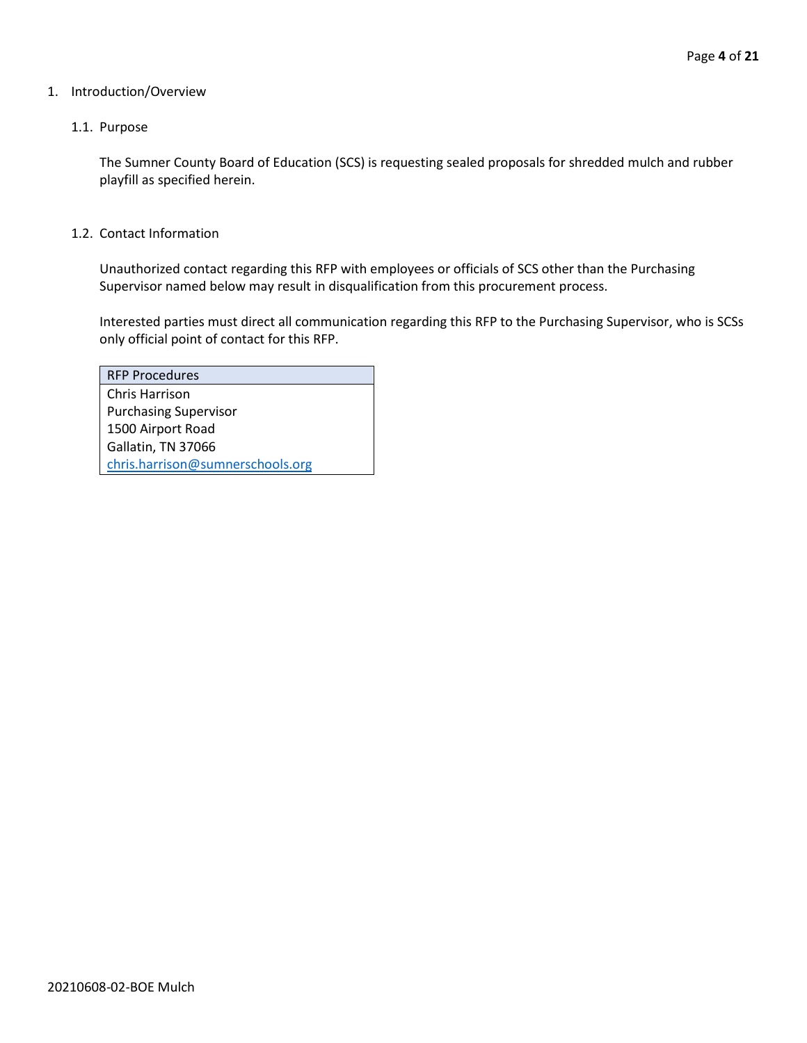# 1. Introduction/Overview

## 1.1. Purpose

The Sumner County Board of Education (SCS) is requesting sealed proposals for shredded mulch and rubber playfill as specified herein.

## 1.2. Contact Information

Unauthorized contact regarding this RFP with employees or officials of SCS other than the Purchasing Supervisor named below may result in disqualification from this procurement process.

Interested parties must direct all communication regarding this RFP to the Purchasing Supervisor, who is SCSs only official point of contact for this RFP.

| RFP Procedures |
|---|
| Chris Harrison<br>Purchasing Supervisor<br>1500 Airport Road<br>Gallatin, TN 37066<br>chris.harrison@sumnerschools.org |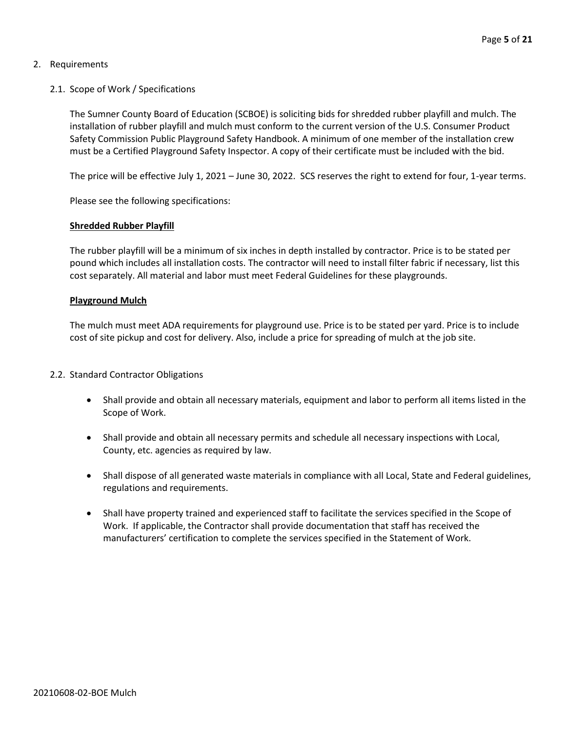## 2. Requirements

### 2.1. Scope of Work / Specifications

The Sumner County Board of Education (SCBOE) is soliciting bids for shredded rubber playfill and mulch. The installation of rubber playfill and mulch must conform to the current version of the U.S. Consumer Product Safety Commission Public Playground Safety Handbook. A minimum of one member of the installation crew must be a Certified Playground Safety Inspector. A copy of their certificate must be included with the bid.

The price will be effective July 1, 2021 – June 30, 2022. SCS reserves the right to extend for four, 1-year terms.

Please see the following specifications:

**Shredded Rubber Playfill**

The rubber playfill will be a minimum of six inches in depth installed by contractor. Price is to be stated per pound which includes all installation costs. The contractor will need to install filter fabric if necessary, list this cost separately. All material and labor must meet Federal Guidelines for these playgrounds.

**Playground Mulch**

The mulch must meet ADA requirements for playground use. Price is to be stated per yard. Price is to include cost of site pickup and cost for delivery. Also, include a price for spreading of mulch at the job site.

### 2.2. Standard Contractor Obligations

- Shall provide and obtain all necessary materials, equipment and labor to perform all items listed in the Scope of Work.
- Shall provide and obtain all necessary permits and schedule all necessary inspections with Local, County, etc. agencies as required by law.
- Shall dispose of all generated waste materials in compliance with all Local, State and Federal guidelines, regulations and requirements.
- Shall have property trained and experienced staff to facilitate the services specified in the Scope of Work. If applicable, the Contractor shall provide documentation that staff has received the manufacturers' certification to complete the services specified in the Statement of Work.

20210608-02-BOE Mulch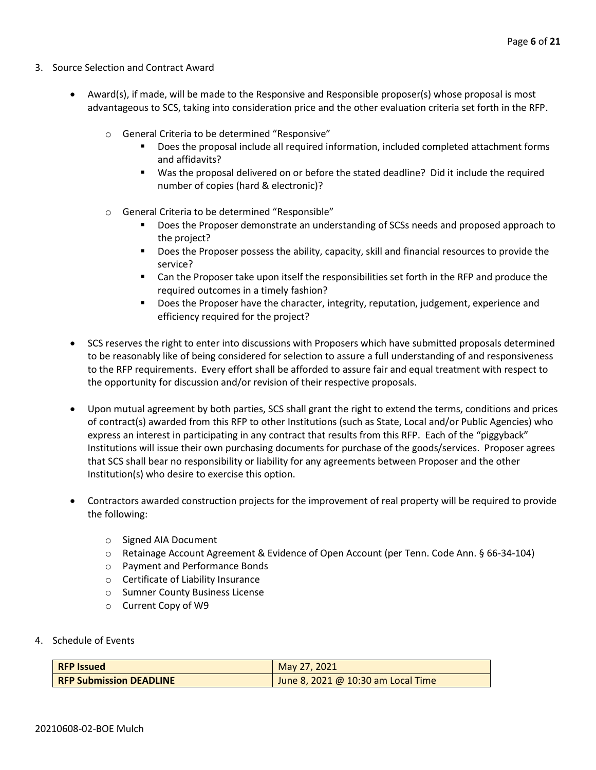3. Source Selection and Contract Award

- Award(s), if made, will be made to the Responsive and Responsible proposer(s) whose proposal is most advantageous to SCS, taking into consideration price and the other evaluation criteria set forth in the RFP.
    - General Criteria to be determined "Responsive"
        - Does the proposal include all required information, included completed attachment forms and affidavits?
        - Was the proposal delivered on or before the stated deadline? Did it include the required number of copies (hard & electronic)?
    - General Criteria to be determined "Responsible"
        - Does the Proposer demonstrate an understanding of SCSs needs and proposed approach to the project?
        - Does the Proposer possess the ability, capacity, skill and financial resources to provide the service?
        - Can the Proposer take upon itself the responsibilities set forth in the RFP and produce the required outcomes in a timely fashion?
        - Does the Proposer have the character, integrity, reputation, judgement, experience and efficiency required for the project?
- SCS reserves the right to enter into discussions with Proposers which have submitted proposals determined to be reasonably like of being considered for selection to assure a full understanding of and responsiveness to the RFP requirements. Every effort shall be afforded to assure fair and equal treatment with respect to the opportunity for discussion and/or revision of their respective proposals.
- Upon mutual agreement by both parties, SCS shall grant the right to extend the terms, conditions and prices of contract(s) awarded from this RFP to other Institutions (such as State, Local and/or Public Agencies) who express an interest in participating in any contract that results from this RFP. Each of the "piggyback" Institutions will issue their own purchasing documents for purchase of the goods/services. Proposer agrees that SCS shall bear no responsibility or liability for any agreements between Proposer and the other Institution(s) who desire to exercise this option.
- Contractors awarded construction projects for the improvement of real property will be required to provide the following:
    - Signed AIA Document
    - Retainage Account Agreement & Evidence of Open Account (per Tenn. Code Ann. § 66-34-104)
    - Payment and Performance Bonds
    - Certificate of Liability Insurance
    - Sumner County Business License
    - Current Copy of W9

4. Schedule of Events

| **RFP Issued** | May 27, 2021 |
|---|---|
| **RFP Submission DEADLINE** | June 8, 2021 @ 10:30 am Local Time |

20210608-02-BOE Mulch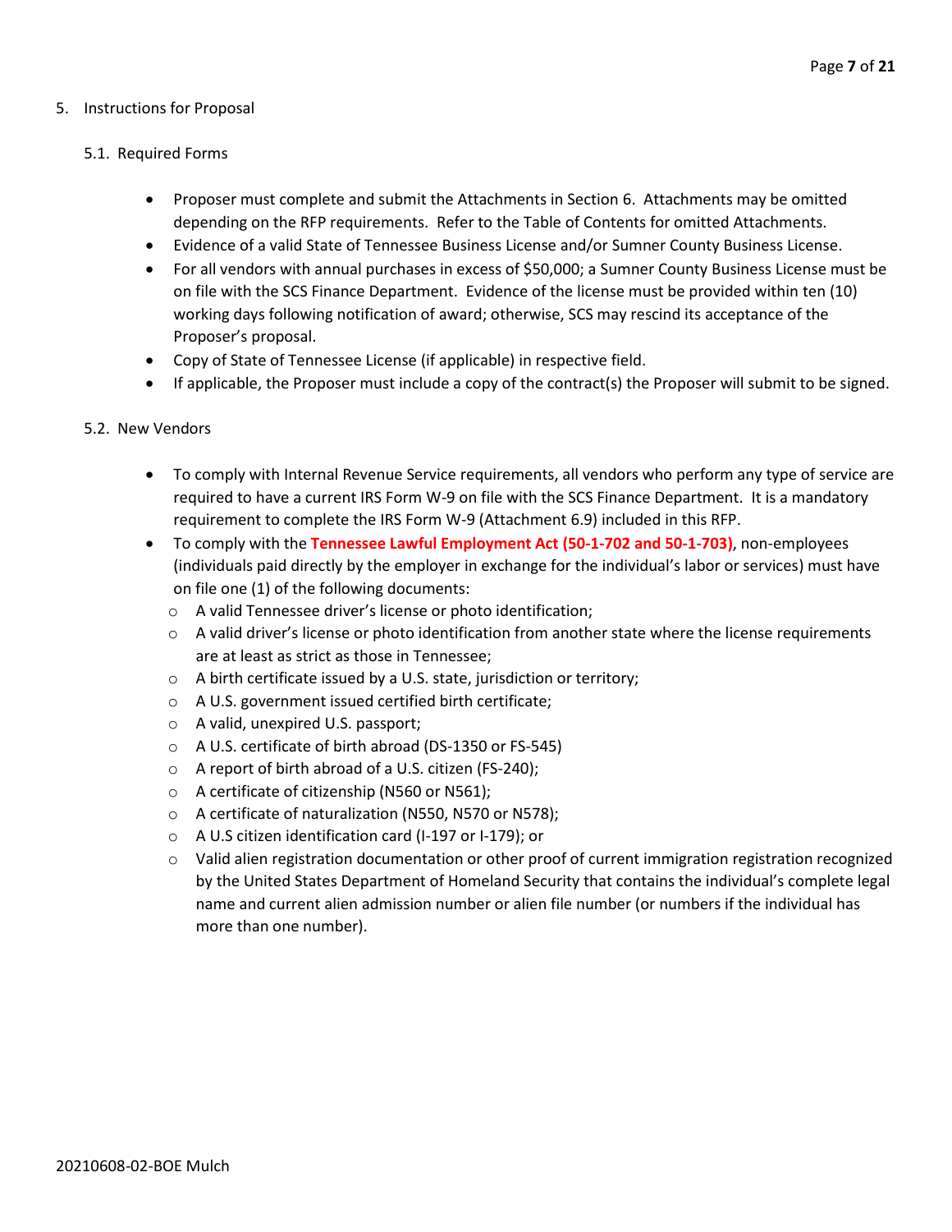5. Instructions for Proposal

   5.1. Required Forms

   - Proposer must complete and submit the Attachments in Section 6. Attachments may be omitted depending on the RFP requirements. Refer to the Table of Contents for omitted Attachments.
   - Evidence of a valid State of Tennessee Business License and/or Sumner County Business License.
   - For all vendors with annual purchases in excess of $50,000; a Sumner County Business License must be on file with the SCS Finance Department. Evidence of the license must be provided within ten (10) working days following notification of award; otherwise, SCS may rescind its acceptance of the Proposer's proposal.
   - Copy of State of Tennessee License (if applicable) in respective field.
   - If applicable, the Proposer must include a copy of the contract(s) the Proposer will submit to be signed.

   5.2. New Vendors

   - To comply with Internal Revenue Service requirements, all vendors who perform any type of service are required to have a current IRS Form W-9 on file with the SCS Finance Department. It is a mandatory requirement to complete the IRS Form W-9 (Attachment 6.9) included in this RFP.
   - To comply with the **Tennessee Lawful Employment Act (50-1-702 and 50-1-703)**, non-employees (individuals paid directly by the employer in exchange for the individual's labor or services) must have on file one (1) of the following documents:
     - A valid Tennessee driver's license or photo identification;
     - A valid driver's license or photo identification from another state where the license requirements are at least as strict as those in Tennessee;
     - A birth certificate issued by a U.S. state, jurisdiction or territory;
     - A U.S. government issued certified birth certificate;
     - A valid, unexpired U.S. passport;
     - A U.S. certificate of birth abroad (DS-1350 or FS-545)
     - A report of birth abroad of a U.S. citizen (FS-240);
     - A certificate of citizenship (N560 or N561);
     - A certificate of naturalization (N550, N570 or N578);
     - A U.S citizen identification card (I-197 or I-179); or
     - Valid alien registration documentation or other proof of current immigration registration recognized by the United States Department of Homeland Security that contains the individual's complete legal name and current alien admission number or alien file number (or numbers if the individual has more than one number).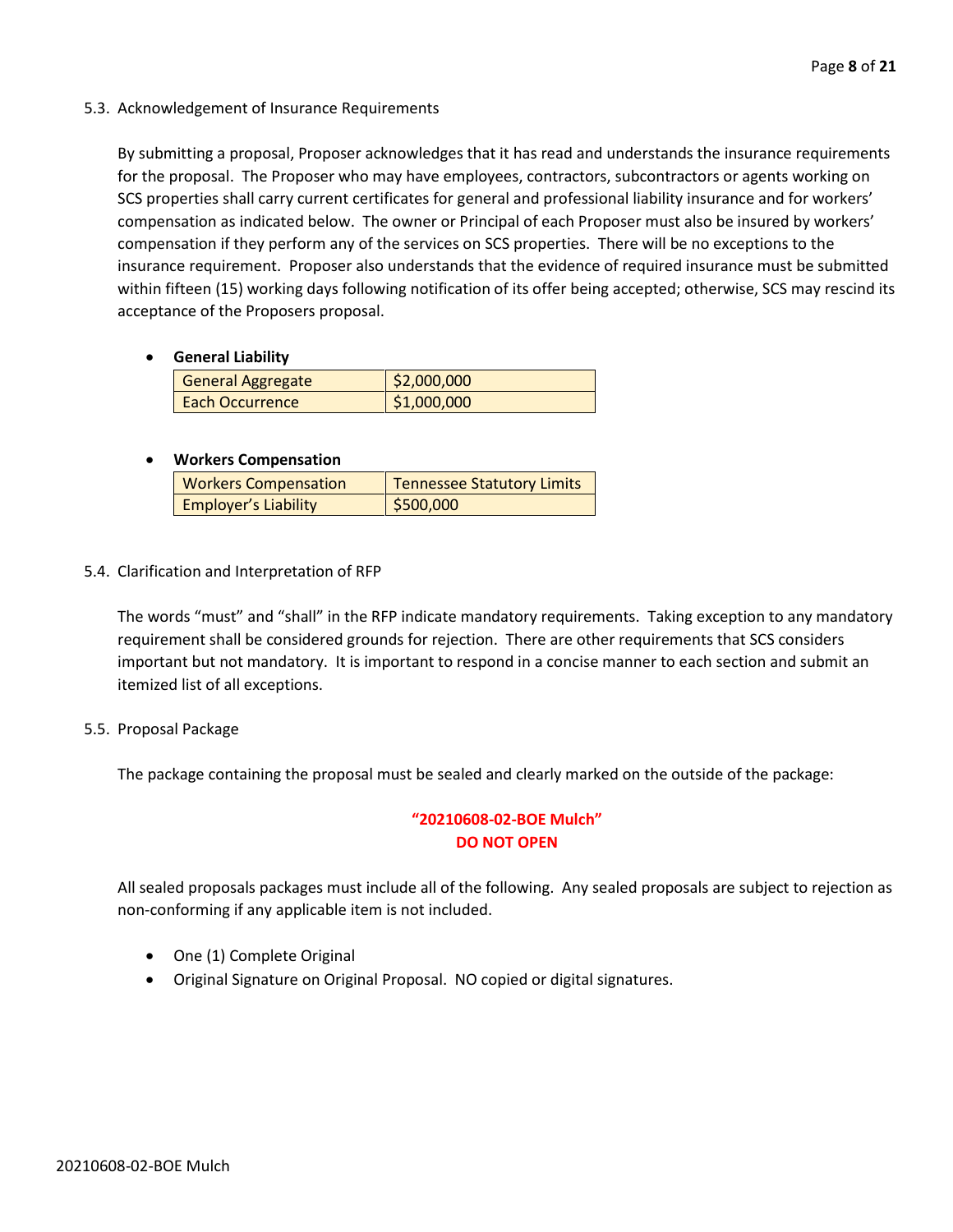### 5.3. Acknowledgement of Insurance Requirements

By submitting a proposal, Proposer acknowledges that it has read and understands the insurance requirements for the proposal. The Proposer who may have employees, contractors, subcontractors or agents working on SCS properties shall carry current certificates for general and professional liability insurance and for workers' compensation as indicated below. The owner or Principal of each Proposer must also be insured by workers' compensation if they perform any of the services on SCS properties. There will be no exceptions to the insurance requirement. Proposer also understands that the evidence of required insurance must be submitted within fifteen (15) working days following notification of its offer being accepted; otherwise, SCS may rescind its acceptance of the Proposers proposal.

- **General Liability**

| General Aggregate | $2,000,000 |
| --- | --- |
| Each Occurrence | $1,000,000 |

- **Workers Compensation**

| Workers Compensation | Tennessee Statutory Limits |
| --- | --- |
| Employer's Liability | $500,000 |

### 5.4. Clarification and Interpretation of RFP

The words "must" and "shall" in the RFP indicate mandatory requirements. Taking exception to any mandatory requirement shall be considered grounds for rejection. There are other requirements that SCS considers important but not mandatory. It is important to respond in a concise manner to each section and submit an itemized list of all exceptions.

### 5.5. Proposal Package

The package containing the proposal must be sealed and clearly marked on the outside of the package:

**"20210608-02-BOE Mulch"**
**DO NOT OPEN**

All sealed proposals packages must include all of the following. Any sealed proposals are subject to rejection as non-conforming if any applicable item is not included.

- One (1) Complete Original
- Original Signature on Original Proposal. NO copied or digital signatures.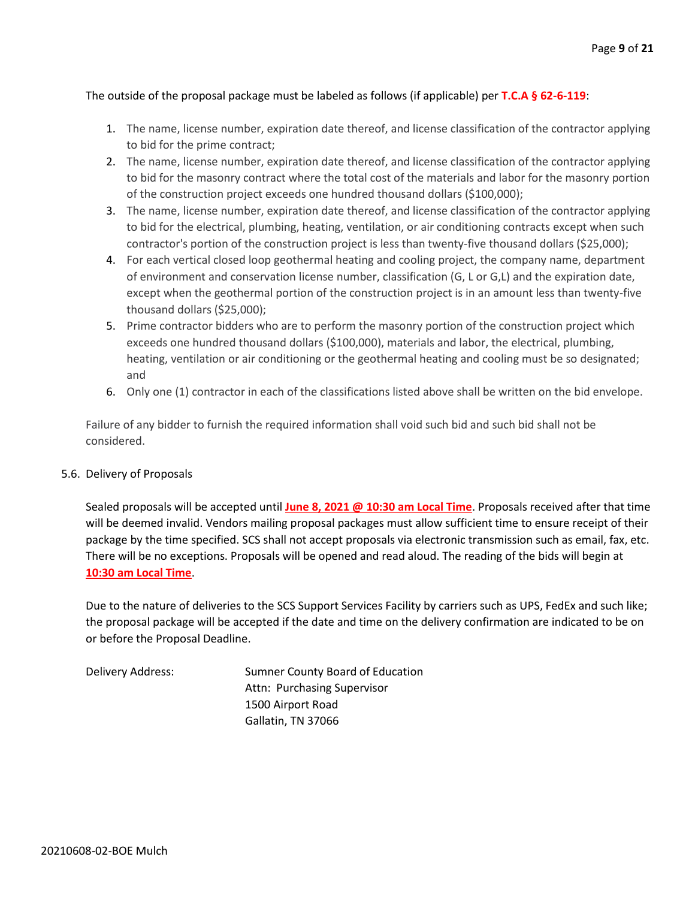The outside of the proposal package must be labeled as follows (if applicable) per **T.C.A § 62-6-119**:

1. The name, license number, expiration date thereof, and license classification of the contractor applying to bid for the prime contract;
2. The name, license number, expiration date thereof, and license classification of the contractor applying to bid for the masonry contract where the total cost of the materials and labor for the masonry portion of the construction project exceeds one hundred thousand dollars ($100,000);
3. The name, license number, expiration date thereof, and license classification of the contractor applying to bid for the electrical, plumbing, heating, ventilation, or air conditioning contracts except when such contractor's portion of the construction project is less than twenty-five thousand dollars ($25,000);
4. For each vertical closed loop geothermal heating and cooling project, the company name, department of environment and conservation license number, classification (G, L or G,L) and the expiration date, except when the geothermal portion of the construction project is in an amount less than twenty-five thousand dollars ($25,000);
5. Prime contractor bidders who are to perform the masonry portion of the construction project which exceeds one hundred thousand dollars ($100,000), materials and labor, the electrical, plumbing, heating, ventilation or air conditioning or the geothermal heating and cooling must be so designated; and
6. Only one (1) contractor in each of the classifications listed above shall be written on the bid envelope.

Failure of any bidder to furnish the required information shall void such bid and such bid shall not be considered.

5.6. Delivery of Proposals

Sealed proposals will be accepted until **June 8, 2021 @ 10:30 am Local Time**. Proposals received after that time will be deemed invalid. Vendors mailing proposal packages must allow sufficient time to ensure receipt of their package by the time specified. SCS shall not accept proposals via electronic transmission such as email, fax, etc. There will be no exceptions. Proposals will be opened and read aloud. The reading of the bids will begin at **10:30 am Local Time**.

Due to the nature of deliveries to the SCS Support Services Facility by carriers such as UPS, FedEx and such like; the proposal package will be accepted if the date and time on the delivery confirmation are indicated to be on or before the Proposal Deadline.

Delivery Address:
Sumner County Board of Education
Attn: Purchasing Supervisor
1500 Airport Road
Gallatin, TN 37066

20210608-02-BOE Mulch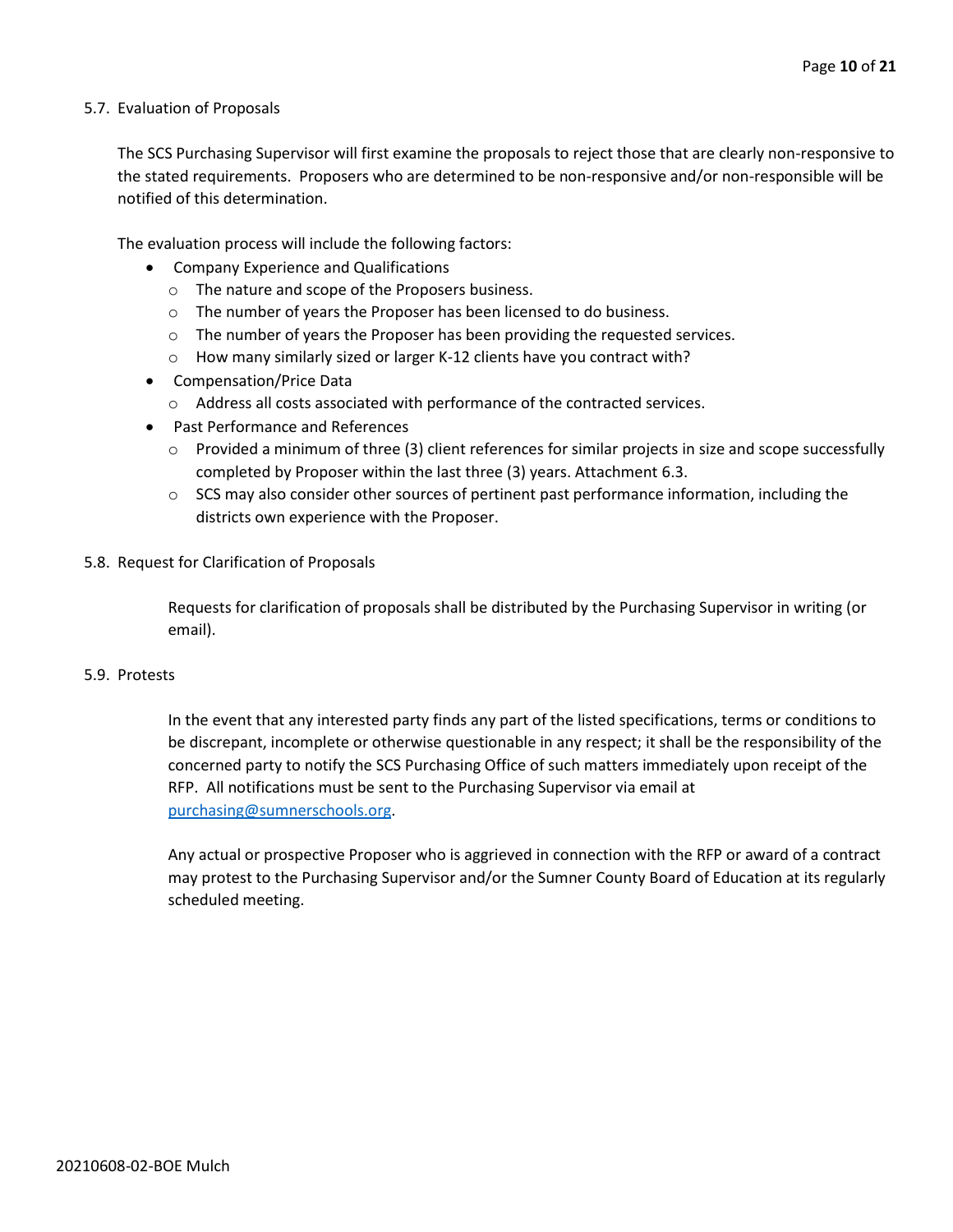### 5.7. Evaluation of Proposals

The SCS Purchasing Supervisor will first examine the proposals to reject those that are clearly non-responsive to the stated requirements. Proposers who are determined to be non-responsive and/or non-responsible will be notified of this determination.

The evaluation process will include the following factors:

- Company Experience and Qualifications
  - The nature and scope of the Proposers business.
  - The number of years the Proposer has been licensed to do business.
  - The number of years the Proposer has been providing the requested services.
  - How many similarly sized or larger K-12 clients have you contract with?
- Compensation/Price Data
  - Address all costs associated with performance of the contracted services.
- Past Performance and References
  - Provided a minimum of three (3) client references for similar projects in size and scope successfully completed by Proposer within the last three (3) years. Attachment 6.3.
  - SCS may also consider other sources of pertinent past performance information, including the districts own experience with the Proposer.

### 5.8. Request for Clarification of Proposals

Requests for clarification of proposals shall be distributed by the Purchasing Supervisor in writing (or email).

### 5.9. Protests

In the event that any interested party finds any part of the listed specifications, terms or conditions to be discrepant, incomplete or otherwise questionable in any respect; it shall be the responsibility of the concerned party to notify the SCS Purchasing Office of such matters immediately upon receipt of the RFP. All notifications must be sent to the Purchasing Supervisor via email at purchasing@sumnerschools.org.

Any actual or prospective Proposer who is aggrieved in connection with the RFP or award of a contract may protest to the Purchasing Supervisor and/or the Sumner County Board of Education at its regularly scheduled meeting.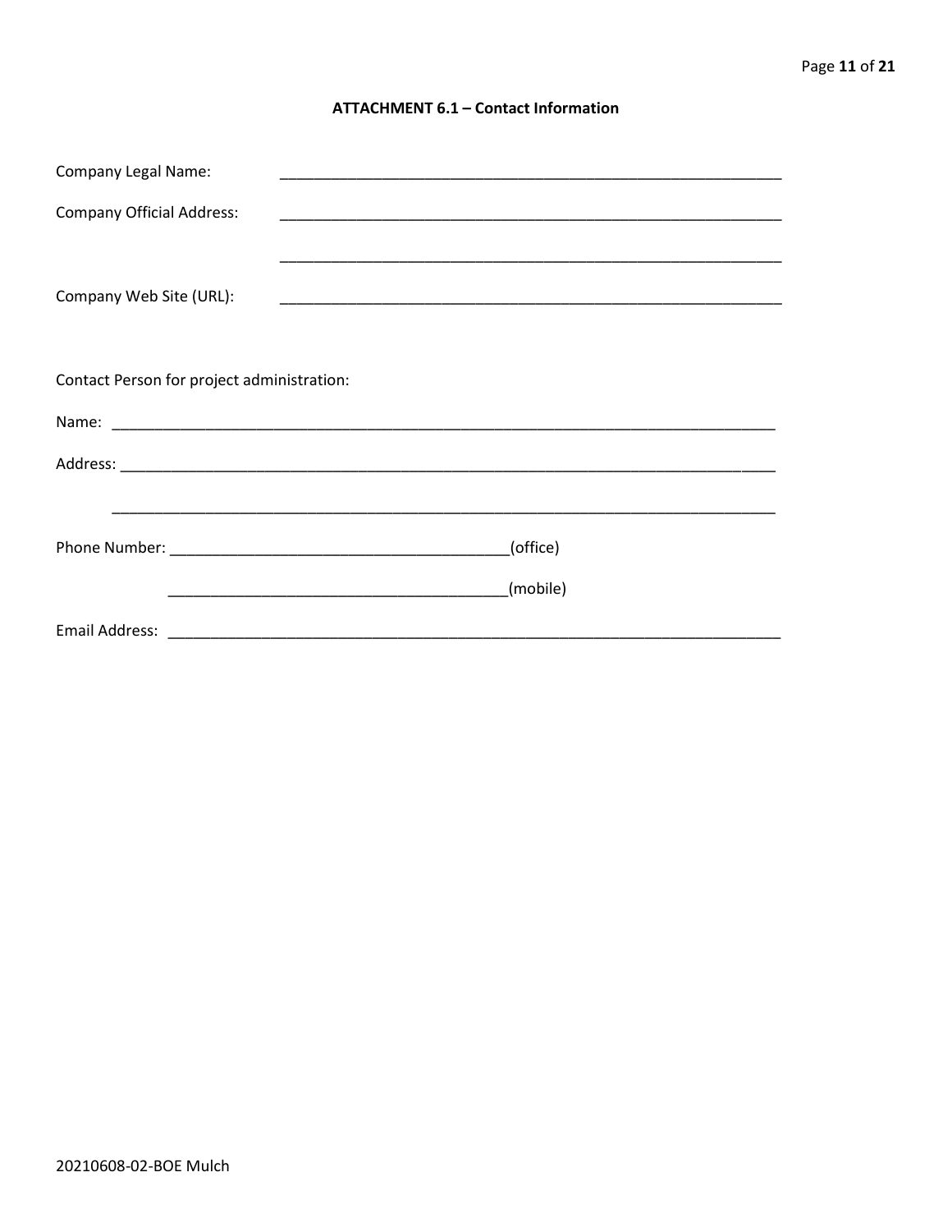## ATTACHMENT 6.1 – Contact Information

Company Legal Name: ____________________________________________________________

Company Official Address: ____________________________________________________________

____________________________________________________________

Company Web Site (URL): ____________________________________________________________

Contact Person for project administration:

Name: ________________________________________________________________________________

Address: ______________________________________________________________________________

________________________________________________________________________________

Phone Number: ________________________________________(office)

________________________________________(mobile)

Email Address: ___________________________________________________________________________

20210608-02-BOE Mulch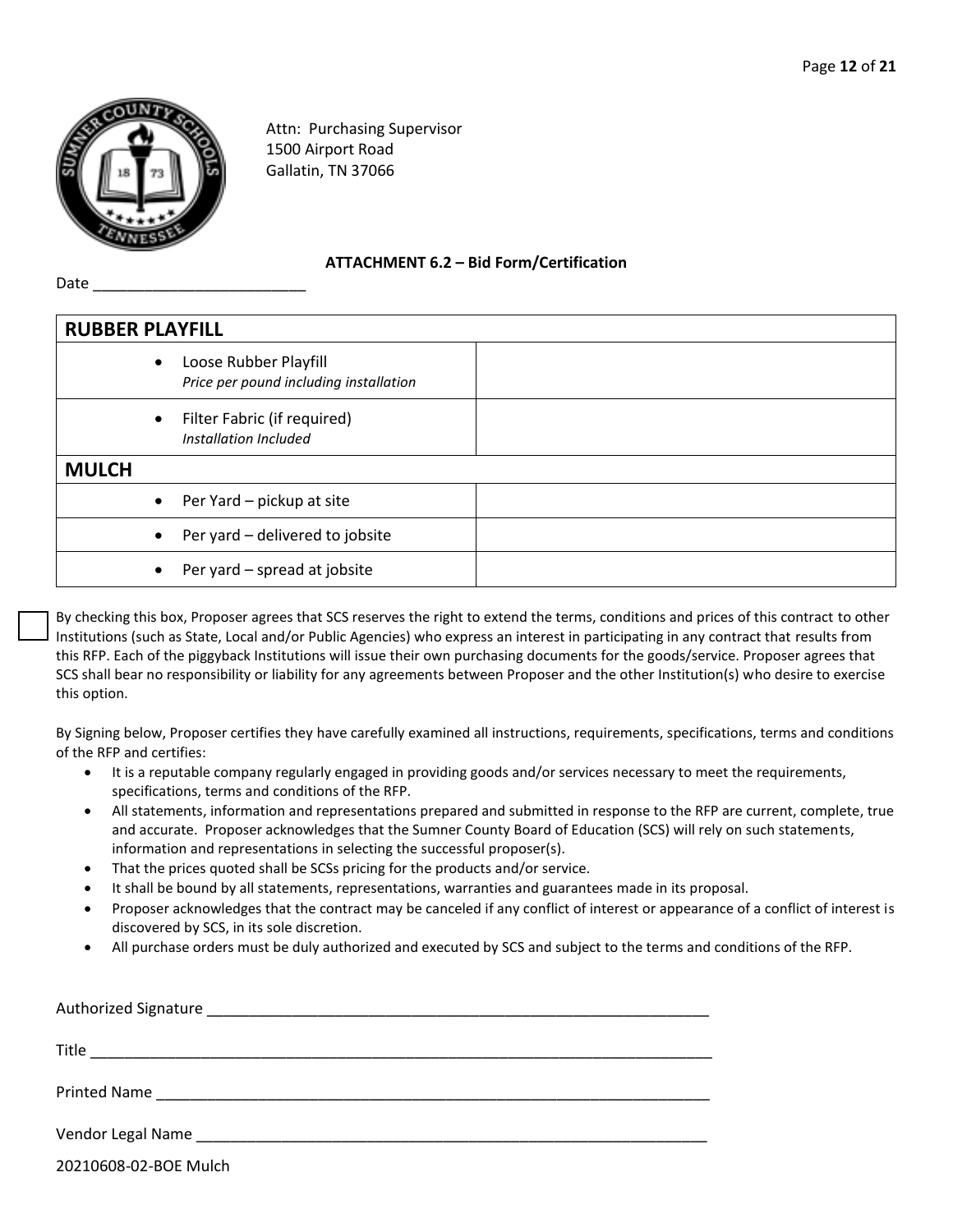Attn: Purchasing Supervisor
1500 Airport Road
Gallatin, TN 37066

### ATTACHMENT 6.2 – Bid Form/Certification

Date ________________________

| **RUBBER PLAYFILL** | |
|---|---|
| • Loose Rubber Playfill<br>*Price per pound including installation* | |
| • Filter Fabric (if required)<br>*Installation Included* | |
| **MULCH** | |
| • Per Yard – pickup at site | |
| • Per yard – delivered to jobsite | |
| • Per yard – spread at jobsite | |

☐ By checking this box, Proposer agrees that SCS reserves the right to extend the terms, conditions and prices of this contract to other Institutions (such as State, Local and/or Public Agencies) who express an interest in participating in any contract that results from this RFP. Each of the piggyback Institutions will issue their own purchasing documents for the goods/service. Proposer agrees that SCS shall bear no responsibility or liability for any agreements between Proposer and the other Institution(s) who desire to exercise this option.

By Signing below, Proposer certifies they have carefully examined all instructions, requirements, specifications, terms and conditions of the RFP and certifies:

- It is a reputable company regularly engaged in providing goods and/or services necessary to meet the requirements, specifications, terms and conditions of the RFP.
- All statements, information and representations prepared and submitted in response to the RFP are current, complete, true and accurate. Proposer acknowledges that the Sumner County Board of Education (SCS) will rely on such statements, information and representations in selecting the successful proposer(s).
- That the prices quoted shall be SCSs pricing for the products and/or service.
- It shall be bound by all statements, representations, warranties and guarantees made in its proposal.
- Proposer acknowledges that the contract may be canceled if any conflict of interest or appearance of a conflict of interest is discovered by SCS, in its sole discretion.
- All purchase orders must be duly authorized and executed by SCS and subject to the terms and conditions of the RFP.

Authorized Signature ____________________________________________________________

Title ___________________________________________________________________________

Printed Name ____________________________________________________________________

Vendor Legal Name _______________________________________________________________

20210608-02-BOE Mulch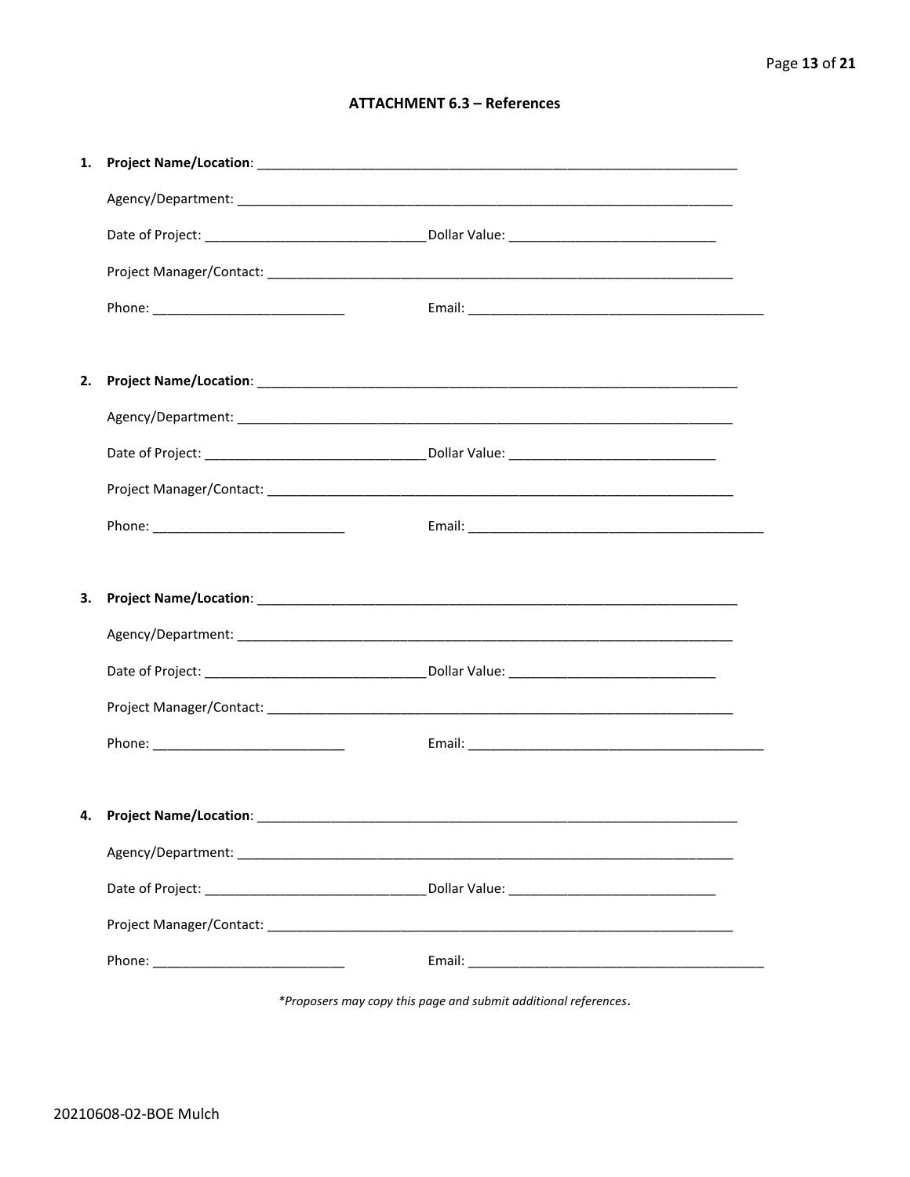## ATTACHMENT 6.3 – References

1. **Project Name/Location**: ____________________________________________

   Agency/Department: ____________________________________________

   Date of Project: ______________________ Dollar Value: ______________________

   Project Manager/Contact: ____________________________________________

   Phone: ______________________ Email: ______________________________

2. **Project Name/Location**: ____________________________________________

   Agency/Department: ____________________________________________

   Date of Project: ______________________ Dollar Value: ______________________

   Project Manager/Contact: ____________________________________________

   Phone: ______________________ Email: ______________________________

3. **Project Name/Location**: ____________________________________________

   Agency/Department: ____________________________________________

   Date of Project: ______________________ Dollar Value: ______________________

   Project Manager/Contact: ____________________________________________

   Phone: ______________________ Email: ______________________________

4. **Project Name/Location**: ____________________________________________

   Agency/Department: ____________________________________________

   Date of Project: ______________________ Dollar Value: ______________________

   Project Manager/Contact: ____________________________________________

   Phone: ______________________ Email: ______________________________

*\*Proposers may copy this page and submit additional references*.

20210608-02-BOE Mulch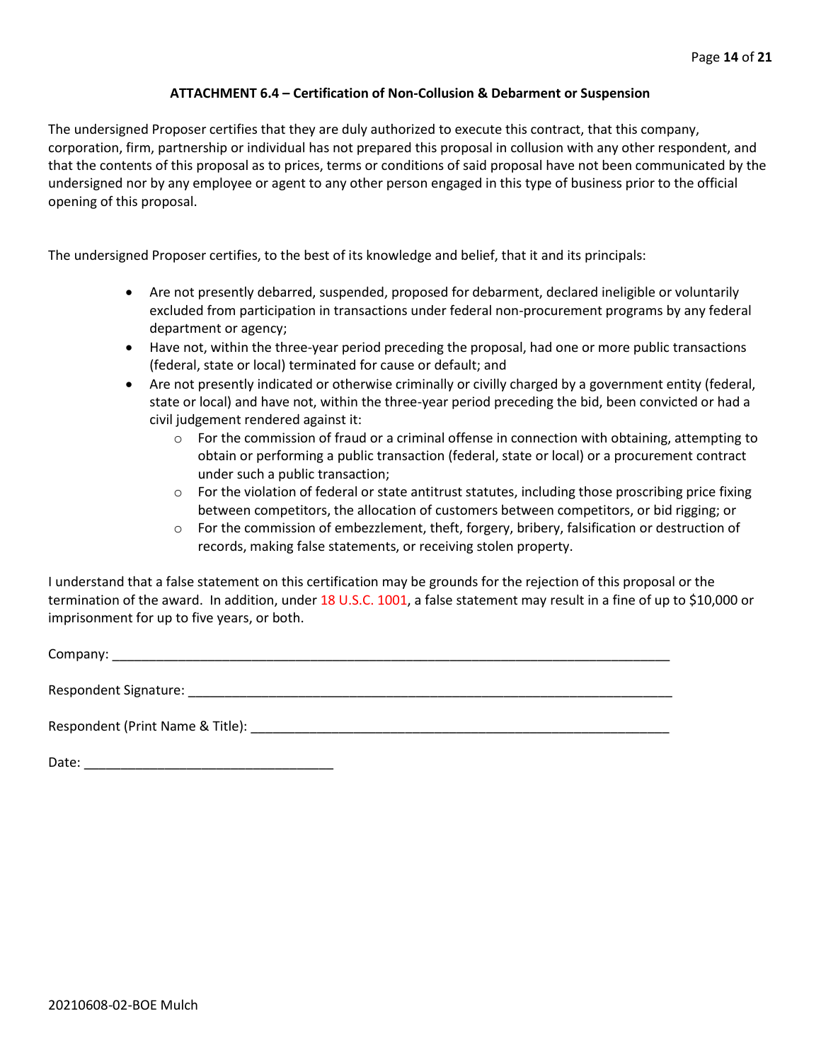### ATTACHMENT 6.4 – Certification of Non-Collusion & Debarment or Suspension

The undersigned Proposer certifies that they are duly authorized to execute this contract, that this company, corporation, firm, partnership or individual has not prepared this proposal in collusion with any other respondent, and that the contents of this proposal as to prices, terms or conditions of said proposal have not been communicated by the undersigned nor by any employee or agent to any other person engaged in this type of business prior to the official opening of this proposal.

The undersigned Proposer certifies, to the best of its knowledge and belief, that it and its principals:

- Are not presently debarred, suspended, proposed for debarment, declared ineligible or voluntarily excluded from participation in transactions under federal non-procurement programs by any federal department or agency;
- Have not, within the three-year period preceding the proposal, had one or more public transactions (federal, state or local) terminated for cause or default; and
- Are not presently indicated or otherwise criminally or civilly charged by a government entity (federal, state or local) and have not, within the three-year period preceding the bid, been convicted or had a civil judgement rendered against it:
  - For the commission of fraud or a criminal offense in connection with obtaining, attempting to obtain or performing a public transaction (federal, state or local) or a procurement contract under such a public transaction;
  - For the violation of federal or state antitrust statutes, including those proscribing price fixing between competitors, the allocation of customers between competitors, or bid rigging; or
  - For the commission of embezzlement, theft, forgery, bribery, falsification or destruction of records, making false statements, or receiving stolen property.

I understand that a false statement on this certification may be grounds for the rejection of this proposal or the termination of the award. In addition, under 18 U.S.C. 1001, a false statement may result in a fine of up to $10,000 or imprisonment for up to five years, or both.

Company: ______________________________________________________________________________

Respondent Signature: ____________________________________________________________________

Respondent (Print Name & Title): __________________________________________________________

Date: __________________________________

20210608-02-BOE Mulch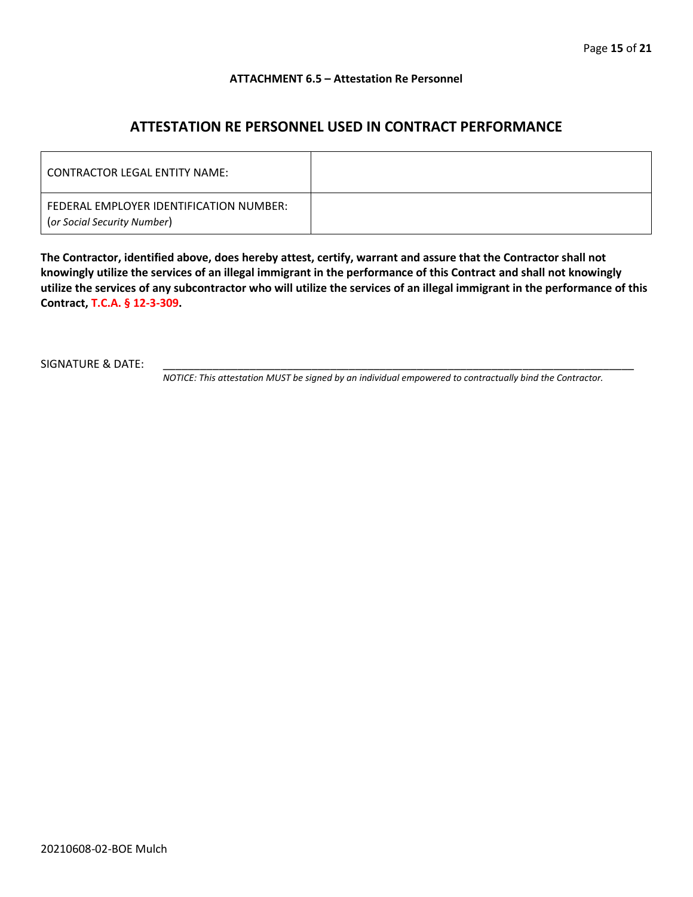**ATTACHMENT 6.5 – Attestation Re Personnel**

## ATTESTATION RE PERSONNEL USED IN CONTRACT PERFORMANCE

| | |
|---|---|
| CONTRACTOR LEGAL ENTITY NAME: | |
| FEDERAL EMPLOYER IDENTIFICATION NUMBER: (*or Social Security Number*) | |

**The Contractor, identified above, does hereby attest, certify, warrant and assure that the Contractor shall not knowingly utilize the services of an illegal immigrant in the performance of this Contract and shall not knowingly utilize the services of any subcontractor who will utilize the services of an illegal immigrant in the performance of this Contract, T.C.A. § 12-3-309.**

SIGNATURE & DATE: ________________________________________________________________________________

*NOTICE: This attestation MUST be signed by an individual empowered to contractually bind the Contractor.*

20210608-02-BOE Mulch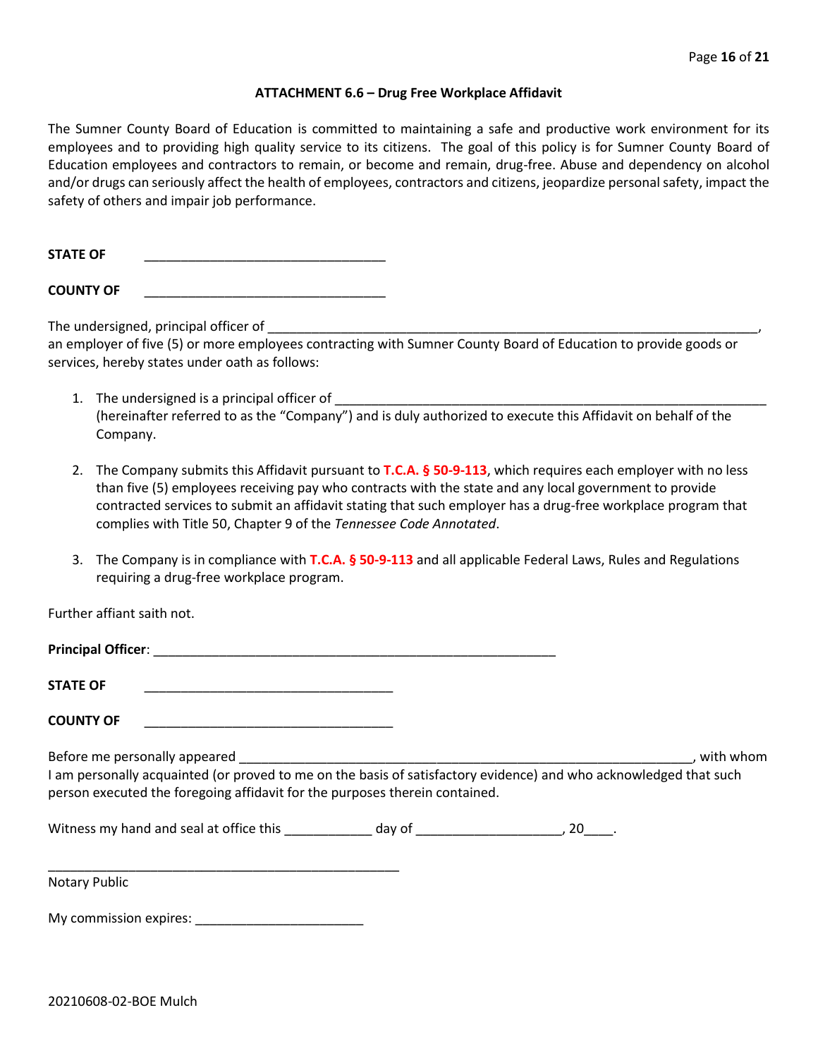### ATTACHMENT 6.6 – Drug Free Workplace Affidavit

The Sumner County Board of Education is committed to maintaining a safe and productive work environment for its employees and to providing high quality service to its citizens. The goal of this policy is for Sumner County Board of Education employees and contractors to remain, or become and remain, drug-free. Abuse and dependency on alcohol and/or drugs can seriously affect the health of employees, contractors and citizens, jeopardize personal safety, impact the safety of others and impair job performance.

**STATE OF** ________________________________

**COUNTY OF** ________________________________

The undersigned, principal officer of ___________________________________________________________________, an employer of five (5) or more employees contracting with Sumner County Board of Education to provide goods or services, hereby states under oath as follows:

1. The undersigned is a principal officer of ___________________________________________________________ (hereinafter referred to as the "Company") and is duly authorized to execute this Affidavit on behalf of the Company.

2. The Company submits this Affidavit pursuant to **T.C.A. § 50-9-113**, which requires each employer with no less than five (5) employees receiving pay who contracts with the state and any local government to provide contracted services to submit an affidavit stating that such employer has a drug-free workplace program that complies with Title 50, Chapter 9 of the *Tennessee Code Annotated*.

3. The Company is in compliance with **T.C.A. § 50-9-113** and all applicable Federal Laws, Rules and Regulations requiring a drug-free workplace program.

Further affiant saith not.

**Principal Officer**: _____________________________________________________

**STATE OF** _________________________________

**COUNTY OF** _________________________________

Before me personally appeared ____________________________________________________________, with whom I am personally acquainted (or proved to me on the basis of satisfactory evidence) and who acknowledged that such person executed the foregoing affidavit for the purposes therein contained.

Witness my hand and seal at office this ___________ day of ___________________, 20____.

_______________________________________________

Notary Public

My commission expires: ______________________

20210608-02-BOE Mulch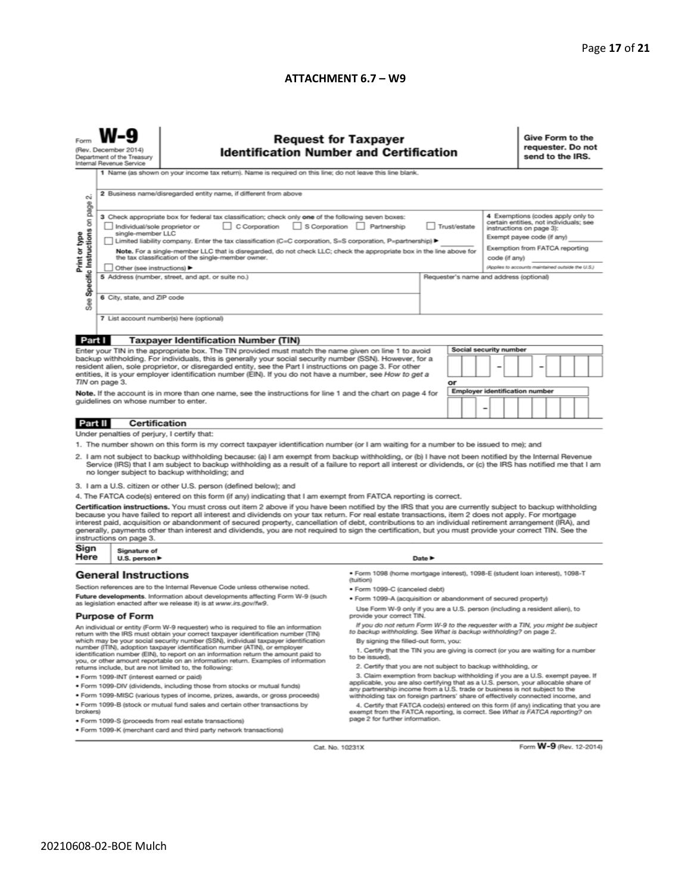**ATTACHMENT 6.7 – W9**

Form **W-9**
(Rev. December 2014)
Department of the Treasury
Internal Revenue Service

# Request for Taxpayer Identification Number and Certification

**Give Form to the requester. Do not send to the IRS.**

Print or type
See Specific Instructions on page 2.

1 Name (as shown on your income tax return). Name is required on this line; do not leave this line blank.

2 Business name/disregarded entity name, if different from above

3 Check appropriate box for federal tax classification; check only **one** of the following seven boxes:
☐ Individual/sole proprietor or single-member LLC ☐ C Corporation ☐ S Corporation ☐ Partnership ☐ Trust/estate
☐ Limited liability company. Enter the tax classification (C=C corporation, S=S corporation, P=partnership) ▶ ________
**Note.** For a single-member LLC that is disregarded, do not check LLC; check the appropriate box in the line above for the tax classification of the single-member owner.
☐ Other (see instructions) ▶

4 Exemptions (codes apply only to certain entities, not individuals; see instructions on page 3):
Exempt payee code (if any) ________
Exemption from FATCA reporting code (if any) ________
*(Applies to accounts maintained outside the U.S.)*

5 Address (number, street, and apt. or suite no.)

Requester's name and address (optional)

6 City, state, and ZIP code

7 List account number(s) here (optional)

**Part I Taxpayer Identification Number (TIN)**

Enter your TIN in the appropriate box. The TIN provided must match the name given on line 1 to avoid backup withholding. For individuals, this is generally your social security number (SSN). However, for a resident alien, sole proprietor, or disregarded entity, see the Part I instructions on page 3. For other entities, it is your employer identification number (EIN). If you do not have a number, see *How to get a TIN* on page 3.

**Note.** If the account is in more than one name, see the instructions for line 1 and the chart on page 4 for guidelines on whose number to enter.

**Social security number**
☐☐☐ – ☐☐ – ☐☐☐☐

or

**Employer identification number**
☐☐ – ☐☐☐☐☐☐☐

**Part II Certification**

Under penalties of perjury, I certify that:

1. The number shown on this form is my correct taxpayer identification number (or I am waiting for a number to be issued to me); and
2. I am not subject to backup withholding because: (a) I am exempt from backup withholding, or (b) I have not been notified by the Internal Revenue Service (IRS) that I am subject to backup withholding as a result of a failure to report all interest or dividends, or (c) the IRS has notified me that I am no longer subject to backup withholding; and
3. I am a U.S. citizen or other U.S. person (defined below); and
4. The FATCA code(s) entered on this form (if any) indicating that I am exempt from FATCA reporting is correct.

**Certification instructions.** You must cross out item 2 above if you have been notified by the IRS that you are currently subject to backup withholding because you have failed to report all interest and dividends on your tax return. For real estate transactions, item 2 does not apply. For mortgage interest paid, acquisition or abandonment of secured property, cancellation of debt, contributions to an individual retirement arrangement (IRA), and generally, payments other than interest and dividends, you are not required to sign the certification, but you must provide your correct TIN. See the instructions on page 3.

**Sign Here** Signature of U.S. person ▶ Date ▶

## General Instructions

Section references are to the Internal Revenue Code unless otherwise noted.

**Future developments.** Information about developments affecting Form W-9 (such as legislation enacted after we release it) is at www.irs.gov/fw9.

## Purpose of Form

An individual or entity (Form W-9 requester) who is required to file an information return with the IRS must obtain your correct taxpayer identification number (TIN) which may be your social security number (SSN), individual taxpayer identification number (ITIN), adoption taxpayer identification number (ATIN), or employer identification number (EIN), to report on an information return the amount paid to you, or other amount reportable on an information return. Examples of information returns include, but are not limited to, the following:

- Form 1099-INT (interest earned or paid)
- Form 1099-DIV (dividends, including those from stocks or mutual funds)
- Form 1099-MISC (various types of income, prizes, awards, or gross proceeds)
- Form 1099-B (stock or mutual fund sales and certain other transactions by brokers)
- Form 1099-S (proceeds from real estate transactions)
- Form 1099-K (merchant card and third party network transactions)
- Form 1098 (home mortgage interest), 1098-E (student loan interest), 1098-T (tuition)
- Form 1099-C (canceled debt)
- Form 1099-A (acquisition or abandonment of secured property)

Use Form W-9 only if you are a U.S. person (including a resident alien), to provide your correct TIN.

*If you do not return Form W-9 to the requester with a TIN, you might be subject to backup withholding. See What is backup withholding? on page 2.*

By signing the filled-out form, you:

1. Certify that the TIN you are giving is correct (or you are waiting for a number to be issued),
2. Certify that you are not subject to backup withholding, or
3. Claim exemption from backup withholding if you are a U.S. exempt payee. If applicable, you are also certifying that as a U.S. person, your allocable share of any partnership income from a U.S. trade or business is not subject to the withholding tax on foreign partners' share of effectively connected income, and
4. Certify that FATCA code(s) entered on this form (if any) indicating that you are exempt from the FATCA reporting, is correct. See *What is FATCA reporting?* on page 2 for further information.

Cat. No. 10231X Form **W-9** (Rev. 12-2014)

20210608-02-BOE Mulch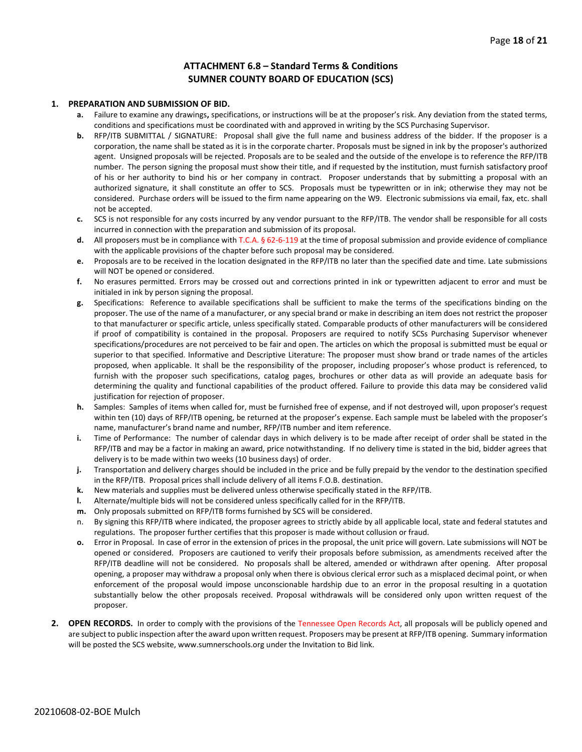# ATTACHMENT 6.8 – Standard Terms & Conditions
# SUMNER COUNTY BOARD OF EDUCATION (SCS)

1. **PREPARATION AND SUBMISSION OF BID.**
   - **a.** Failure to examine any drawings**,** specifications, or instructions will be at the proposer's risk. Any deviation from the stated terms, conditions and specifications must be coordinated with and approved in writing by the SCS Purchasing Supervisor.
   - **b.** RFP/ITB SUBMITTAL / SIGNATURE: Proposal shall give the full name and business address of the bidder. If the proposer is a corporation, the name shall be stated as it is in the corporate charter. Proposals must be signed in ink by the proposer's authorized agent. Unsigned proposals will be rejected. Proposals are to be sealed and the outside of the envelope is to reference the RFP/ITB number. The person signing the proposal must show their title, and if requested by the institution, must furnish satisfactory proof of his or her authority to bind his or her company in contract. Proposer understands that by submitting a proposal with an authorized signature, it shall constitute an offer to SCS. Proposals must be typewritten or in ink; otherwise they may not be considered. Purchase orders will be issued to the firm name appearing on the W9. Electronic submissions via email, fax, etc. shall not be accepted.
   - **c.** SCS is not responsible for any costs incurred by any vendor pursuant to the RFP/ITB. The vendor shall be responsible for all costs incurred in connection with the preparation and submission of its proposal.
   - **d.** All proposers must be in compliance with T.C.A. § 62-6-119 at the time of proposal submission and provide evidence of compliance with the applicable provisions of the chapter before such proposal may be considered.
   - **e.** Proposals are to be received in the location designated in the RFP/ITB no later than the specified date and time. Late submissions will NOT be opened or considered.
   - **f.** No erasures permitted. Errors may be crossed out and corrections printed in ink or typewritten adjacent to error and must be initialed in ink by person signing the proposal.
   - **g.** Specifications: Reference to available specifications shall be sufficient to make the terms of the specifications binding on the proposer. The use of the name of a manufacturer, or any special brand or make in describing an item does not restrict the proposer to that manufacturer or specific article, unless specifically stated. Comparable products of other manufacturers will be considered if proof of compatibility is contained in the proposal. Proposers are required to notify SCSs Purchasing Supervisor whenever specifications/procedures are not perceived to be fair and open. The articles on which the proposal is submitted must be equal or superior to that specified. Informative and Descriptive Literature: The proposer must show brand or trade names of the articles proposed, when applicable. It shall be the responsibility of the proposer, including proposer's whose product is referenced, to furnish with the proposer such specifications, catalog pages, brochures or other data as will provide an adequate basis for determining the quality and functional capabilities of the product offered. Failure to provide this data may be considered valid justification for rejection of proposer.
   - **h.** Samples: Samples of items when called for, must be furnished free of expense, and if not destroyed will, upon proposer's request within ten (10) days of RFP/ITB opening, be returned at the proposer's expense. Each sample must be labeled with the proposer's name, manufacturer's brand name and number, RFP/ITB number and item reference.
   - **i.** Time of Performance: The number of calendar days in which delivery is to be made after receipt of order shall be stated in the RFP/ITB and may be a factor in making an award, price notwithstanding. If no delivery time is stated in the bid, bidder agrees that delivery is to be made within two weeks (10 business days) of order.
   - **j.** Transportation and delivery charges should be included in the price and be fully prepaid by the vendor to the destination specified in the RFP/ITB. Proposal prices shall include delivery of all items F.O.B. destination.
   - **k.** New materials and supplies must be delivered unless otherwise specifically stated in the RFP/ITB.
   - **l.** Alternate/multiple bids will not be considered unless specifically called for in the RFP/ITB.
   - **m.** Only proposals submitted on RFP/ITB forms furnished by SCS will be considered.
   - n. By signing this RFP/ITB where indicated, the proposer agrees to strictly abide by all applicable local, state and federal statutes and regulations. The proposer further certifies that this proposer is made without collusion or fraud.
   - **o.** Error in Proposal. In case of error in the extension of prices in the proposal, the unit price will govern. Late submissions will NOT be opened or considered. Proposers are cautioned to verify their proposals before submission, as amendments received after the RFP/ITB deadline will not be considered. No proposals shall be altered, amended or withdrawn after opening. After proposal opening, a proposer may withdraw a proposal only when there is obvious clerical error such as a misplaced decimal point, or when enforcement of the proposal would impose unconscionable hardship due to an error in the proposal resulting in a quotation substantially below the other proposals received. Proposal withdrawals will be considered only upon written request of the proposer.

2. **OPEN RECORDS.** In order to comply with the provisions of the Tennessee Open Records Act, all proposals will be publicly opened and are subject to public inspection after the award upon written request. Proposers may be present at RFP/ITB opening. Summary information will be posted the SCS website, www.sumnerschools.org under the Invitation to Bid link.

20210608-02-BOE Mulch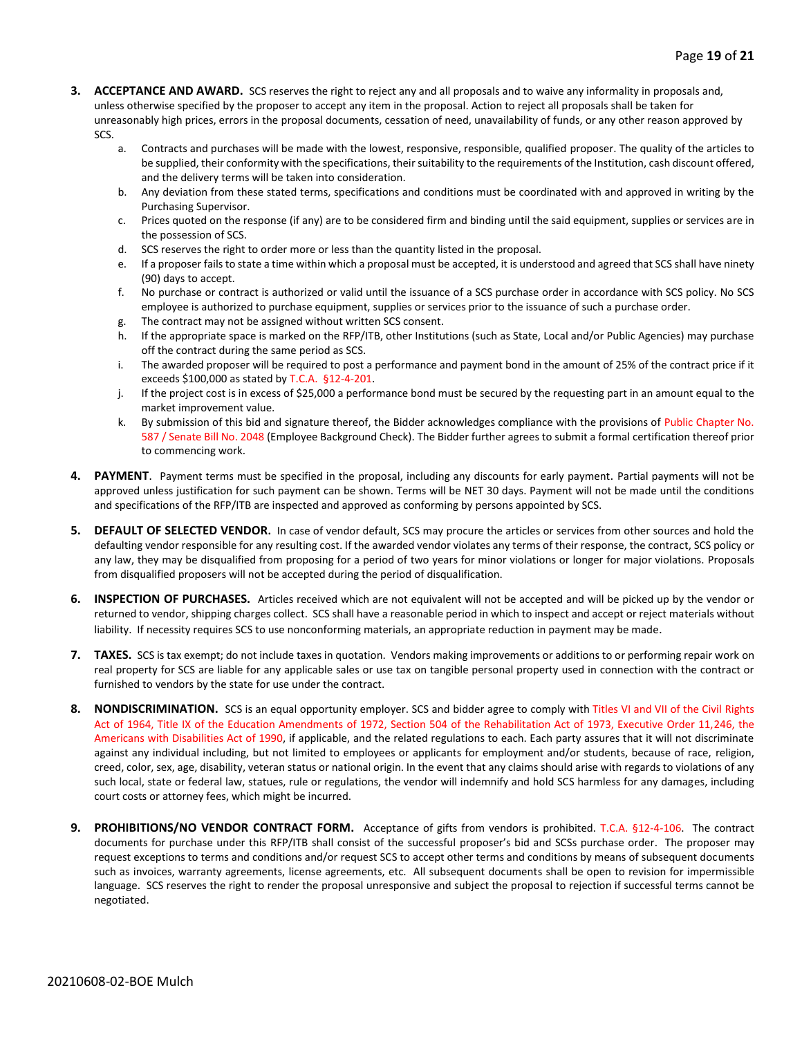3. **ACCEPTANCE AND AWARD.** SCS reserves the right to reject any and all proposals and to waive any informality in proposals and, unless otherwise specified by the proposer to accept any item in the proposal. Action to reject all proposals shall be taken for unreasonably high prices, errors in the proposal documents, cessation of need, unavailability of funds, or any other reason approved by SCS.
   a. Contracts and purchases will be made with the lowest, responsive, responsible, qualified proposer. The quality of the articles to be supplied, their conformity with the specifications, their suitability to the requirements of the Institution, cash discount offered, and the delivery terms will be taken into consideration.
   b. Any deviation from these stated terms, specifications and conditions must be coordinated with and approved in writing by the Purchasing Supervisor.
   c. Prices quoted on the response (if any) are to be considered firm and binding until the said equipment, supplies or services are in the possession of SCS.
   d. SCS reserves the right to order more or less than the quantity listed in the proposal.
   e. If a proposer fails to state a time within which a proposal must be accepted, it is understood and agreed that SCS shall have ninety (90) days to accept.
   f. No purchase or contract is authorized or valid until the issuance of a SCS purchase order in accordance with SCS policy. No SCS employee is authorized to purchase equipment, supplies or services prior to the issuance of such a purchase order.
   g. The contract may not be assigned without written SCS consent.
   h. If the appropriate space is marked on the RFP/ITB, other Institutions (such as State, Local and/or Public Agencies) may purchase off the contract during the same period as SCS.
   i. The awarded proposer will be required to post a performance and payment bond in the amount of 25% of the contract price if it exceeds $100,000 as stated by T.C.A. §12-4-201.
   j. If the project cost is in excess of $25,000 a performance bond must be secured by the requesting part in an amount equal to the market improvement value.
   k. By submission of this bid and signature thereof, the Bidder acknowledges compliance with the provisions of Public Chapter No. 587 / Senate Bill No. 2048 (Employee Background Check). The Bidder further agrees to submit a formal certification thereof prior to commencing work.

4. **PAYMENT**. Payment terms must be specified in the proposal, including any discounts for early payment. Partial payments will not be approved unless justification for such payment can be shown. Terms will be NET 30 days. Payment will not be made until the conditions and specifications of the RFP/ITB are inspected and approved as conforming by persons appointed by SCS.

5. **DEFAULT OF SELECTED VENDOR.** In case of vendor default, SCS may procure the articles or services from other sources and hold the defaulting vendor responsible for any resulting cost. If the awarded vendor violates any terms of their response, the contract, SCS policy or any law, they may be disqualified from proposing for a period of two years for minor violations or longer for major violations. Proposals from disqualified proposers will not be accepted during the period of disqualification.

6. **INSPECTION OF PURCHASES.** Articles received which are not equivalent will not be accepted and will be picked up by the vendor or returned to vendor, shipping charges collect. SCS shall have a reasonable period in which to inspect and accept or reject materials without liability. If necessity requires SCS to use nonconforming materials, an appropriate reduction in payment may be made.

7. **TAXES.** SCS is tax exempt; do not include taxes in quotation. Vendors making improvements or additions to or performing repair work on real property for SCS are liable for any applicable sales or use tax on tangible personal property used in connection with the contract or furnished to vendors by the state for use under the contract.

8. **NONDISCRIMINATION.** SCS is an equal opportunity employer. SCS and bidder agree to comply with Titles VI and VII of the Civil Rights Act of 1964, Title IX of the Education Amendments of 1972, Section 504 of the Rehabilitation Act of 1973, Executive Order 11,246, the Americans with Disabilities Act of 1990, if applicable, and the related regulations to each. Each party assures that it will not discriminate against any individual including, but not limited to employees or applicants for employment and/or students, because of race, religion, creed, color, sex, age, disability, veteran status or national origin. In the event that any claims should arise with regards to violations of any such local, state or federal law, statues, rule or regulations, the vendor will indemnify and hold SCS harmless for any damages, including court costs or attorney fees, which might be incurred.

9. **PROHIBITIONS/NO VENDOR CONTRACT FORM.** Acceptance of gifts from vendors is prohibited. T.C.A. §12-4-106. The contract documents for purchase under this RFP/ITB shall consist of the successful proposer's bid and SCSs purchase order. The proposer may request exceptions to terms and conditions and/or request SCS to accept other terms and conditions by means of subsequent documents such as invoices, warranty agreements, license agreements, etc. All subsequent documents shall be open to revision for impermissible language. SCS reserves the right to render the proposal unresponsive and subject the proposal to rejection if successful terms cannot be negotiated.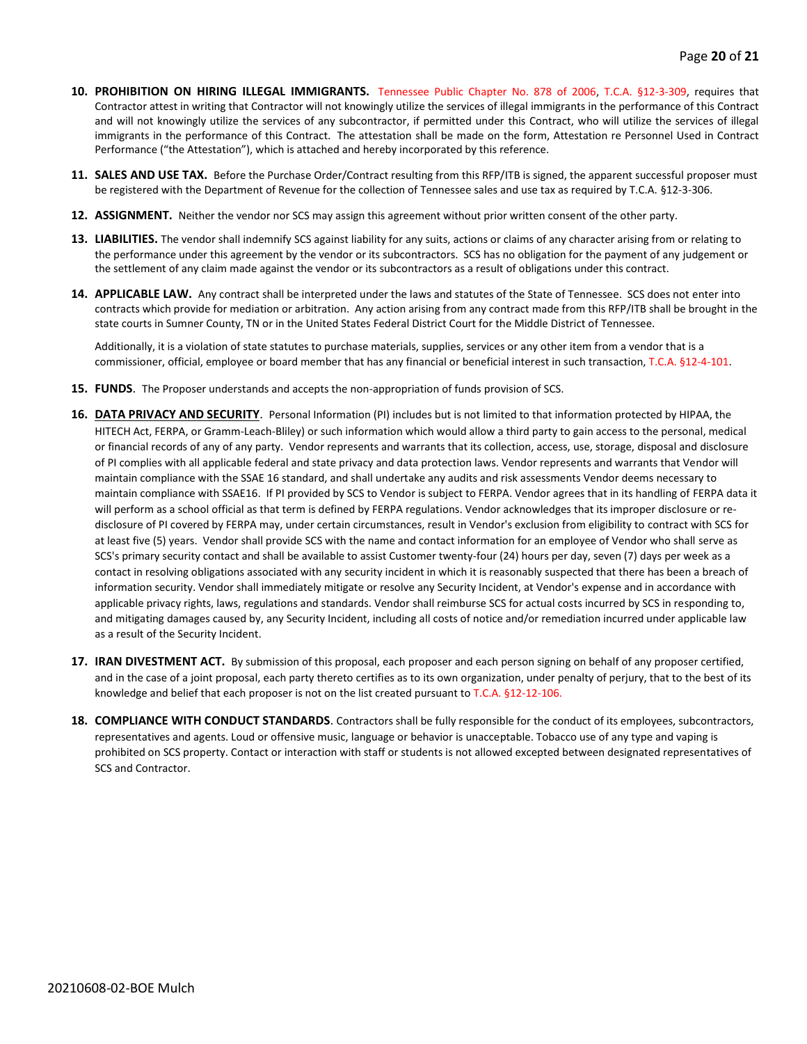10. **PROHIBITION ON HIRING ILLEGAL IMMIGRANTS.** Tennessee Public Chapter No. 878 of 2006, T.C.A. §12-3-309, requires that Contractor attest in writing that Contractor will not knowingly utilize the services of illegal immigrants in the performance of this Contract and will not knowingly utilize the services of any subcontractor, if permitted under this Contract, who will utilize the services of illegal immigrants in the performance of this Contract. The attestation shall be made on the form, Attestation re Personnel Used in Contract Performance ("the Attestation"), which is attached and hereby incorporated by this reference.

11. **SALES AND USE TAX.** Before the Purchase Order/Contract resulting from this RFP/ITB is signed, the apparent successful proposer must be registered with the Department of Revenue for the collection of Tennessee sales and use tax as required by T.C.A. §12-3-306.

12. **ASSIGNMENT.** Neither the vendor nor SCS may assign this agreement without prior written consent of the other party.

13. **LIABILITIES.** The vendor shall indemnify SCS against liability for any suits, actions or claims of any character arising from or relating to the performance under this agreement by the vendor or its subcontractors. SCS has no obligation for the payment of any judgement or the settlement of any claim made against the vendor or its subcontractors as a result of obligations under this contract.

14. **APPLICABLE LAW.** Any contract shall be interpreted under the laws and statutes of the State of Tennessee. SCS does not enter into contracts which provide for mediation or arbitration. Any action arising from any contract made from this RFP/ITB shall be brought in the state courts in Sumner County, TN or in the United States Federal District Court for the Middle District of Tennessee.

    Additionally, it is a violation of state statutes to purchase materials, supplies, services or any other item from a vendor that is a commissioner, official, employee or board member that has any financial or beneficial interest in such transaction, T.C.A. §12-4-101.

15. **FUNDS**. The Proposer understands and accepts the non-appropriation of funds provision of SCS.

16. **<u>DATA PRIVACY AND SECURITY</u>**. Personal Information (PI) includes but is not limited to that information protected by HIPAA, the HITECH Act, FERPA, or Gramm-Leach-Bliley) or such information which would allow a third party to gain access to the personal, medical or financial records of any of any party. Vendor represents and warrants that its collection, access, use, storage, disposal and disclosure of PI complies with all applicable federal and state privacy and data protection laws. Vendor represents and warrants that Vendor will maintain compliance with the SSAE 16 standard, and shall undertake any audits and risk assessments Vendor deems necessary to maintain compliance with SSAE16. If PI provided by SCS to Vendor is subject to FERPA. Vendor agrees that in its handling of FERPA data it will perform as a school official as that term is defined by FERPA regulations. Vendor acknowledges that its improper disclosure or re-disclosure of PI covered by FERPA may, under certain circumstances, result in Vendor's exclusion from eligibility to contract with SCS for at least five (5) years. Vendor shall provide SCS with the name and contact information for an employee of Vendor who shall serve as SCS's primary security contact and shall be available to assist Customer twenty-four (24) hours per day, seven (7) days per week as a contact in resolving obligations associated with any security incident in which it is reasonably suspected that there has been a breach of information security. Vendor shall immediately mitigate or resolve any Security Incident, at Vendor's expense and in accordance with applicable privacy rights, laws, regulations and standards. Vendor shall reimburse SCS for actual costs incurred by SCS in responding to, and mitigating damages caused by, any Security Incident, including all costs of notice and/or remediation incurred under applicable law as a result of the Security Incident.

17. **IRAN DIVESTMENT ACT.** By submission of this proposal, each proposer and each person signing on behalf of any proposer certified, and in the case of a joint proposal, each party thereto certifies as to its own organization, under penalty of perjury, that to the best of its knowledge and belief that each proposer is not on the list created pursuant to T.C.A. §12-12-106.

18. **COMPLIANCE WITH CONDUCT STANDARDS**. Contractors shall be fully responsible for the conduct of its employees, subcontractors, representatives and agents. Loud or offensive music, language or behavior is unacceptable. Tobacco use of any type and vaping is prohibited on SCS property. Contact or interaction with staff or students is not allowed excepted between designated representatives of SCS and Contractor.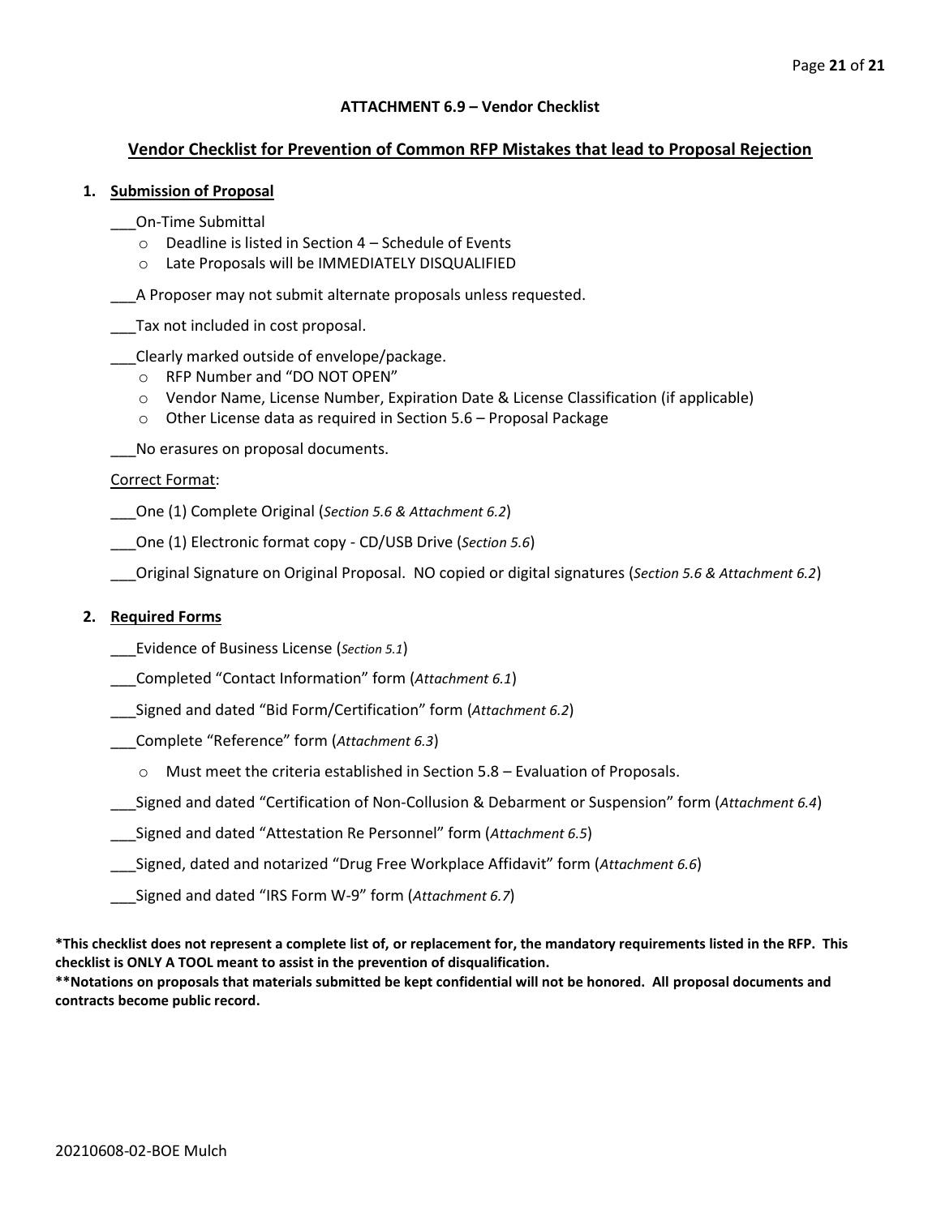### ATTACHMENT 6.9 – Vendor Checklist

## Vendor Checklist for Prevention of Common RFP Mistakes that lead to Proposal Rejection

1. **Submission of Proposal**

   ___On-Time Submittal
   - Deadline is listed in Section 4 – Schedule of Events
   - Late Proposals will be IMMEDIATELY DISQUALIFIED

   ___A Proposer may not submit alternate proposals unless requested.

   ___Tax not included in cost proposal.

   ___Clearly marked outside of envelope/package.
   - RFP Number and "DO NOT OPEN"
   - Vendor Name, License Number, Expiration Date & License Classification (if applicable)
   - Other License data as required in Section 5.6 – Proposal Package

   ___No erasures on proposal documents.

   Correct Format:

   ___One (1) Complete Original (*Section 5.6 & Attachment 6.2*)

   ___One (1) Electronic format copy - CD/USB Drive (*Section 5.6*)

   ___Original Signature on Original Proposal. NO copied or digital signatures (*Section 5.6 & Attachment 6.2*)

2. **Required Forms**

   ___Evidence of Business License (*Section 5.1*)

   ___Completed "Contact Information" form (*Attachment 6.1*)

   ___Signed and dated "Bid Form/Certification" form (*Attachment 6.2*)

   ___Complete "Reference" form (*Attachment 6.3*)
   - Must meet the criteria established in Section 5.8 – Evaluation of Proposals.

   ___Signed and dated "Certification of Non-Collusion & Debarment or Suspension" form (*Attachment 6.4*)

   ___Signed and dated "Attestation Re Personnel" form (*Attachment 6.5*)

   ___Signed, dated and notarized "Drug Free Workplace Affidavit" form (*Attachment 6.6*)

   ___Signed and dated "IRS Form W-9" form (*Attachment 6.7*)

**\*This checklist does not represent a complete list of, or replacement for, the mandatory requirements listed in the RFP. This checklist is ONLY A TOOL meant to assist in the prevention of disqualification.**

**\*\*Notations on proposals that materials submitted be kept confidential will not be honored. All proposal documents and contracts become public record.**

20210608-02-BOE Mulch